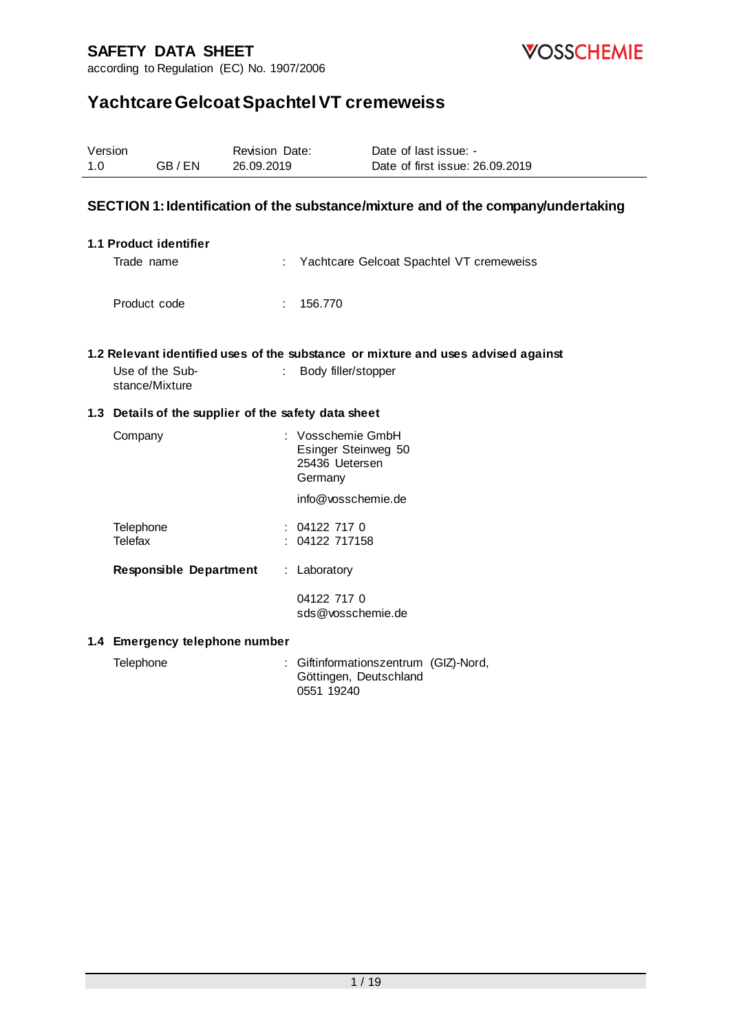**SAFETY DATA SHEET**
according to Regulation (EC) No. 1907/2006

VOSSCHEMIE

# Yachtcare Gelcoat Spachtel VT cremeweiss

| Version | | Revision Date: | Date of last issue: - |
|---|---|---|---|
| 1.0 | GB / EN | 26.09.2019 | Date of first issue: 26.09.2019 |

## SECTION 1: Identification of the substance/mixture and of the company/undertaking

### 1.1 Product identifier

Trade name : Yachtcare Gelcoat Spachtel VT cremeweiss

Product code : 156.770

### 1.2 Relevant identified uses of the substance or mixture and uses advised against

Use of the Substance/Mixture : Body filler/stopper

### 1.3 Details of the supplier of the safety data sheet

Company : Vosschemie GmbH
Esinger Steinweg 50
25436 Uetersen
Germany

info@vosschemie.de

Telephone : 04122 717 0
Telefax : 04122 717158

**Responsible Department** : Laboratory

04122 717 0
sds@vosschemie.de

### 1.4 Emergency telephone number

Telephone : Giftinformationszentrum (GIZ)-Nord,
Göttingen, Deutschland
0551 19240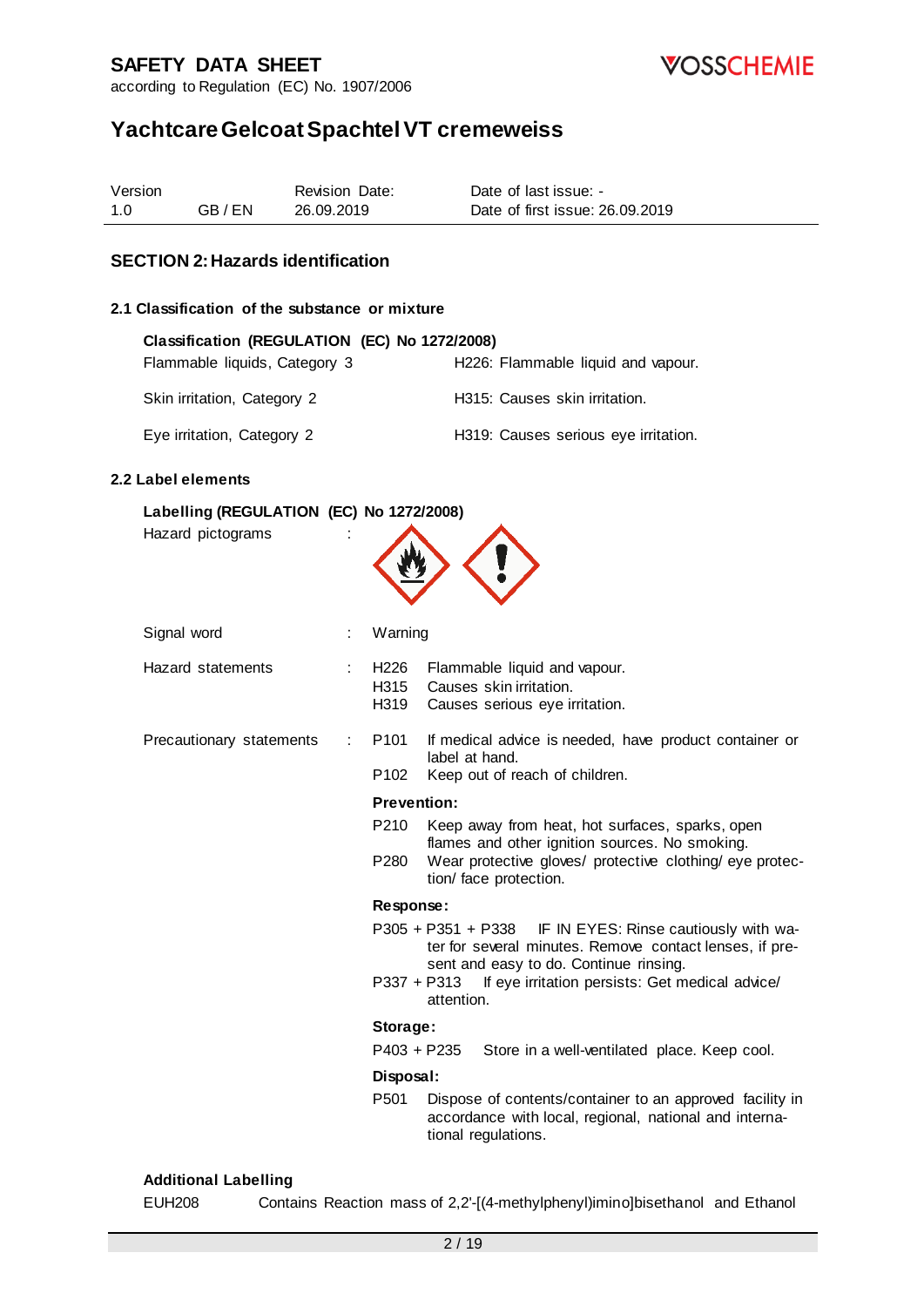## SECTION 2: Hazards identification

### 2.1 Classification of the substance or mixture

**Classification (REGULATION (EC) No 1272/2008)**

| | |
|---|---|
| Flammable liquids, Category 3 | H226: Flammable liquid and vapour. |
| Skin irritation, Category 2 | H315: Causes skin irritation. |
| Eye irritation, Category 2 | H319: Causes serious eye irritation. |

### 2.2 Label elements

**Labelling (REGULATION (EC) No 1272/2008)**

Hazard pictograms :

Signal word : Warning

Hazard statements :
- H226 Flammable liquid and vapour.
- H315 Causes skin irritation.
- H319 Causes serious eye irritation.

Precautionary statements :
- P101 If medical advice is needed, have product container or label at hand.
- P102 Keep out of reach of children.

**Prevention:**
- P210 Keep away from heat, hot surfaces, sparks, open flames and other ignition sources. No smoking.
- P280 Wear protective gloves/ protective clothing/ eye protection/ face protection.

**Response:**
- P305 + P351 + P338 IF IN EYES: Rinse cautiously with water for several minutes. Remove contact lenses, if present and easy to do. Continue rinsing.
- P337 + P313 If eye irritation persists: Get medical advice/ attention.

**Storage:**
- P403 + P235 Store in a well-ventilated place. Keep cool.

**Disposal:**
- P501 Dispose of contents/container to an approved facility in accordance with local, regional, national and international regulations.

**Additional Labelling**

EUH208 Contains Reaction mass of 2,2'-[(4-methylphenyl)imino]bisethanol and Ethanol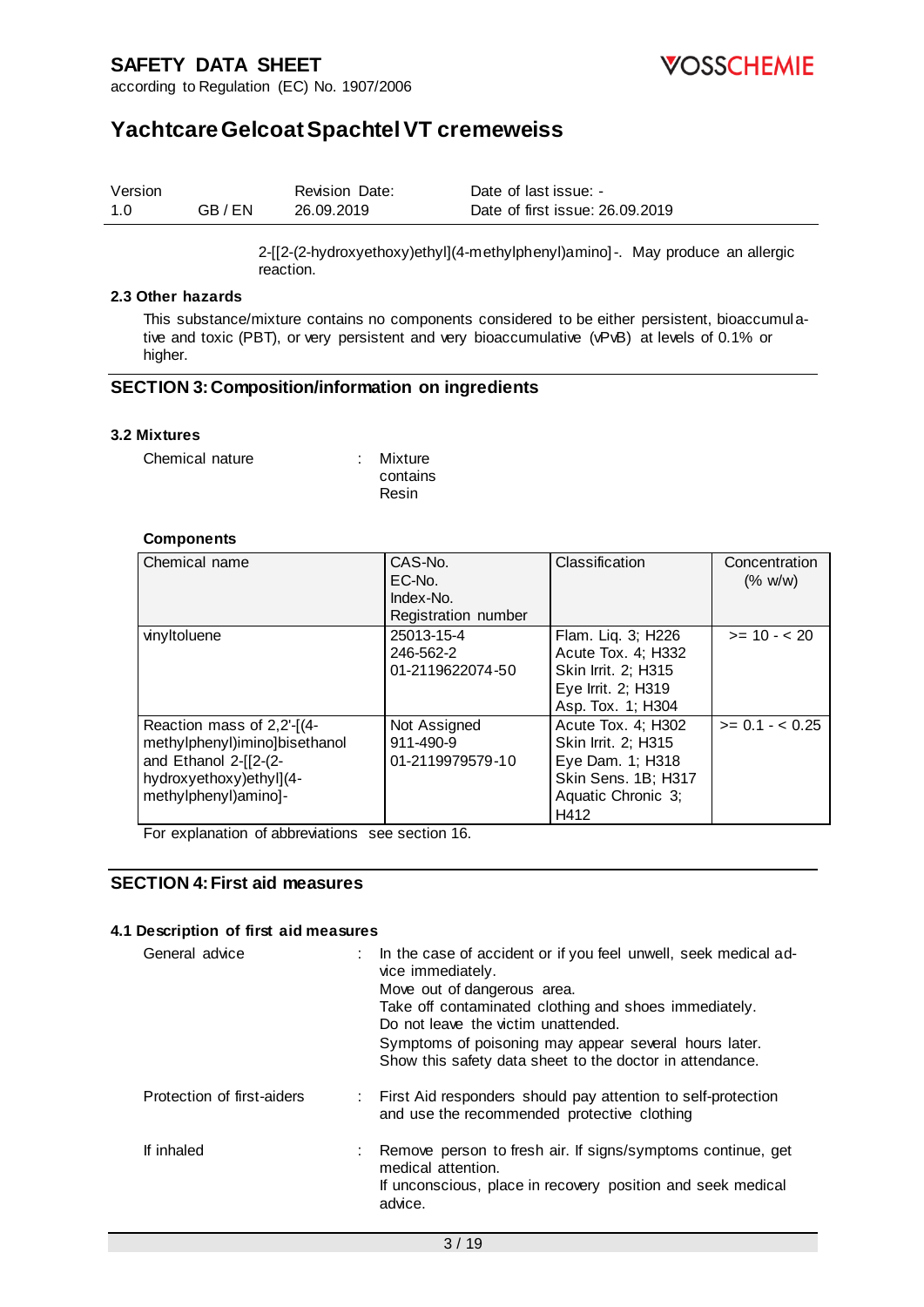2-[[2-(2-hydroxyethoxy)ethyl](4-methylphenyl)amino]-. May produce an allergic reaction.

### 2.3 Other hazards

This substance/mixture contains no components considered to be either persistent, bioaccumulative and toxic (PBT), or very persistent and very bioaccumulative (vPvB) at levels of 0.1% or higher.

## SECTION 3: Composition/information on ingredients

### 3.2 Mixtures

Chemical nature : Mixture contains Resin

**Components**

| Chemical name | CAS-No. EC-No. Index-No. Registration number | Classification | Concentration (% w/w) |
|---|---|---|---|
| vinyltoluene | 25013-15-4 246-562-2 01-2119622074-50 | Flam. Liq. 3; H226 Acute Tox. 4; H332 Skin Irrit. 2; H315 Eye Irrit. 2; H319 Asp. Tox. 1; H304 | >= 10 - < 20 |
| Reaction mass of 2,2'-[(4-methylphenyl)imino]bisethanol and Ethanol 2-[[2-(2-hydroxyethoxy)ethyl](4-methylphenyl)amino]- | Not Assigned 911-490-9 01-2119979579-10 | Acute Tox. 4; H302 Skin Irrit. 2; H315 Eye Dam. 1; H318 Skin Sens. 1B; H317 Aquatic Chronic 3; H412 | >= 0.1 - < 0.25 |

For explanation of abbreviations see section 16.

## SECTION 4: First aid measures

### 4.1 Description of first aid measures

General advice : In the case of accident or if you feel unwell, seek medical advice immediately.
Move out of dangerous area.
Take off contaminated clothing and shoes immediately.
Do not leave the victim unattended.
Symptoms of poisoning may appear several hours later.
Show this safety data sheet to the doctor in attendance.

Protection of first-aiders : First Aid responders should pay attention to self-protection and use the recommended protective clothing

If inhaled : Remove person to fresh air. If signs/symptoms continue, get medical attention.
If unconscious, place in recovery position and seek medical advice.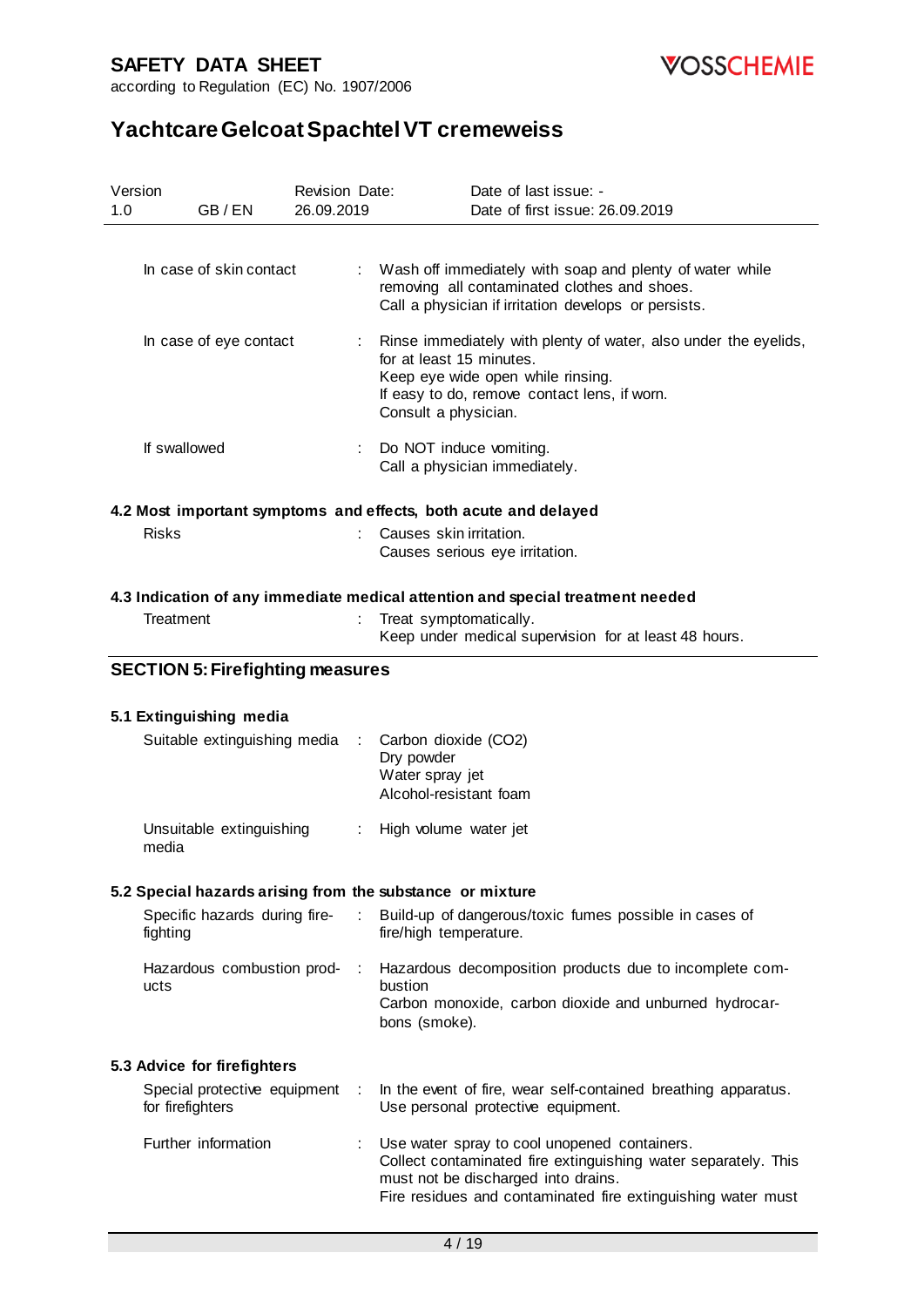| | | |
|---|---|---|
| In case of skin contact | : | Wash off immediately with soap and plenty of water while removing all contaminated clothes and shoes.<br>Call a physician if irritation develops or persists. |
| In case of eye contact | : | Rinse immediately with plenty of water, also under the eyelids, for at least 15 minutes.<br>Keep eye wide open while rinsing.<br>If easy to do, remove contact lens, if worn.<br>Consult a physician. |
| If swallowed | : | Do NOT induce vomiting.<br>Call a physician immediately. |

### 4.2 Most important symptoms and effects, both acute and delayed

| | | |
|---|---|---|
| Risks | : | Causes skin irritation.<br>Causes serious eye irritation. |

### 4.3 Indication of any immediate medical attention and special treatment needed

| | | |
|---|---|---|
| Treatment | : | Treat symptomatically.<br>Keep under medical supervision for at least 48 hours. |

## SECTION 5: Firefighting measures

### 5.1 Extinguishing media

| | | |
|---|---|---|
| Suitable extinguishing media | : | Carbon dioxide ($CO_2$)<br>Dry powder<br>Water spray jet<br>Alcohol-resistant foam |
| Unsuitable extinguishing media | : | High volume water jet |

### 5.2 Special hazards arising from the substance or mixture

| | | |
|---|---|---|
| Specific hazards during fire-fighting | : | Build-up of dangerous/toxic fumes possible in cases of fire/high temperature. |
| Hazardous combustion products | : | Hazardous decomposition products due to incomplete combustion<br>Carbon monoxide, carbon dioxide and unburned hydrocarbons (smoke). |

### 5.3 Advice for firefighters

| | | |
|---|---|---|
| Special protective equipment for firefighters | : | In the event of fire, wear self-contained breathing apparatus.<br>Use personal protective equipment. |
| Further information | : | Use water spray to cool unopened containers.<br>Collect contaminated fire extinguishing water separately. This must not be discharged into drains.<br>Fire residues and contaminated fire extinguishing water must |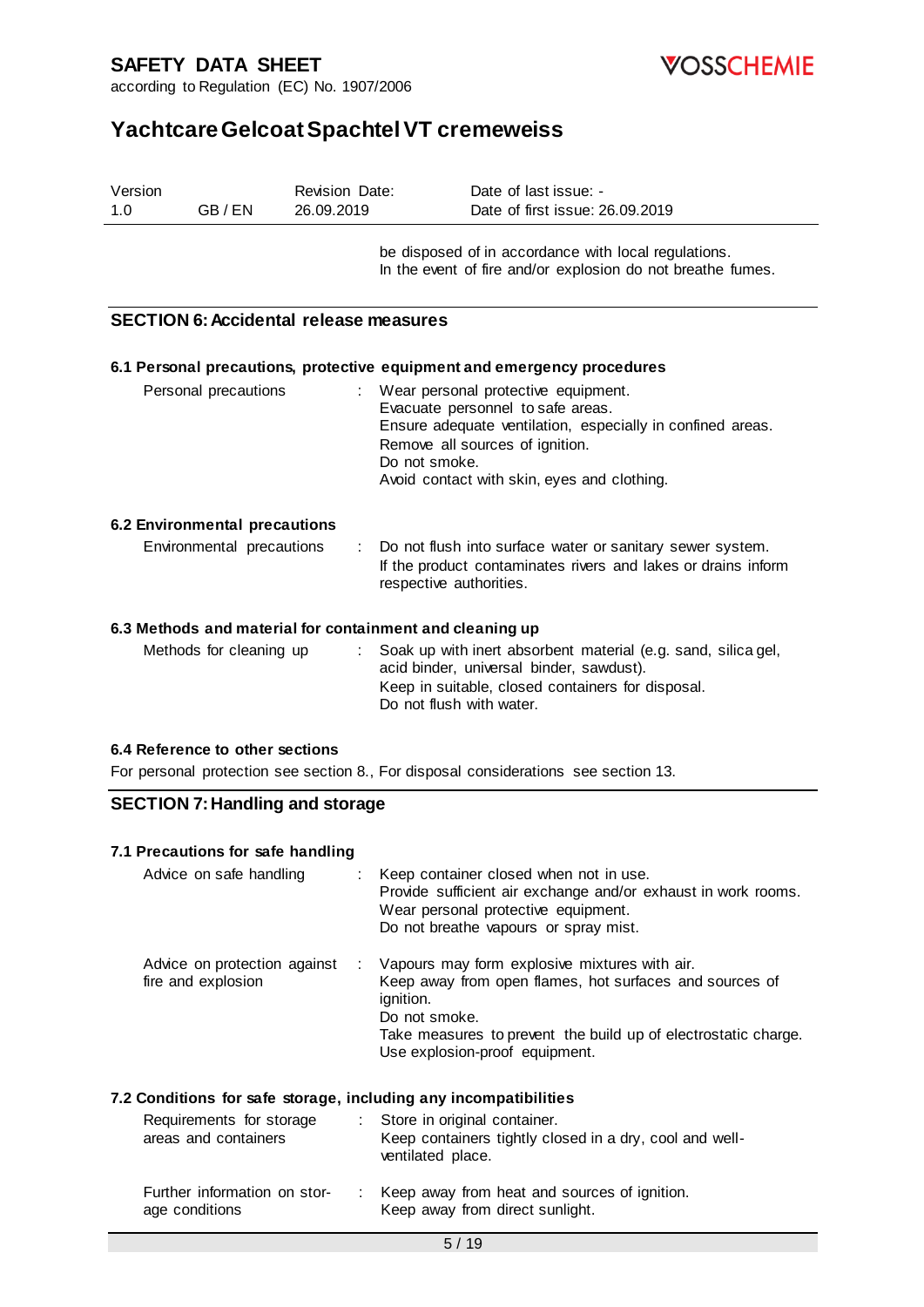be disposed of in accordance with local regulations.
In the event of fire and/or explosion do not breathe fumes.

## SECTION 6: Accidental release measures

### 6.1 Personal precautions, protective equipment and emergency procedures

| | | |
|---|---|---|
| Personal precautions | : | Wear personal protective equipment.<br>Evacuate personnel to safe areas.<br>Ensure adequate ventilation, especially in confined areas.<br>Remove all sources of ignition.<br>Do not smoke.<br>Avoid contact with skin, eyes and clothing. |

### 6.2 Environmental precautions

| | | |
|---|---|---|
| Environmental precautions | : | Do not flush into surface water or sanitary sewer system.<br>If the product contaminates rivers and lakes or drains inform respective authorities. |

### 6.3 Methods and material for containment and cleaning up

| | | |
|---|---|---|
| Methods for cleaning up | : | Soak up with inert absorbent material (e.g. sand, silica gel, acid binder, universal binder, sawdust).<br>Keep in suitable, closed containers for disposal.<br>Do not flush with water. |

### 6.4 Reference to other sections

For personal protection see section 8., For disposal considerations see section 13.

## SECTION 7: Handling and storage

### 7.1 Precautions for safe handling

| | | |
|---|---|---|
| Advice on safe handling | : | Keep container closed when not in use.<br>Provide sufficient air exchange and/or exhaust in work rooms.<br>Wear personal protective equipment.<br>Do not breathe vapours or spray mist. |
| Advice on protection against fire and explosion | : | Vapours may form explosive mixtures with air.<br>Keep away from open flames, hot surfaces and sources of ignition.<br>Do not smoke.<br>Take measures to prevent the build up of electrostatic charge.<br>Use explosion-proof equipment. |

### 7.2 Conditions for safe storage, including any incompatibilities

| | | |
|---|---|---|
| Requirements for storage areas and containers | : | Store in original container.<br>Keep containers tightly closed in a dry, cool and well-ventilated place. |
| Further information on storage conditions | : | Keep away from heat and sources of ignition.<br>Keep away from direct sunlight. |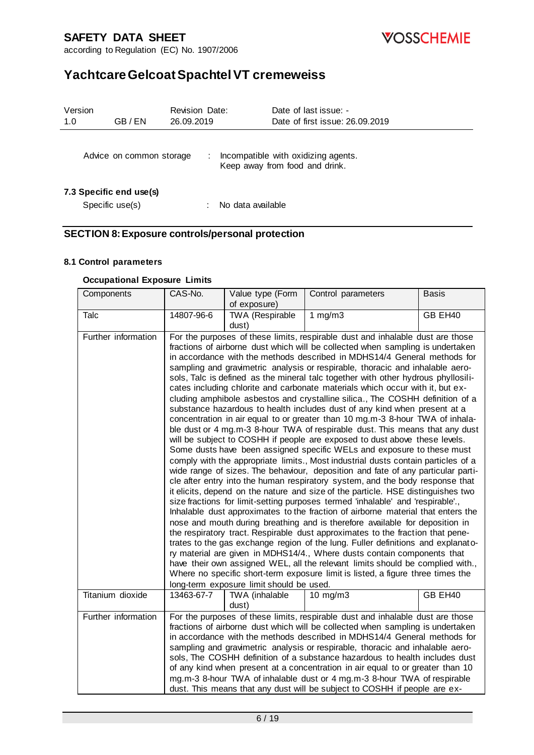Advice on common storage : Incompatible with oxidizing agents. Keep away from food and drink.

**7.3 Specific end use(s)**

Specific use(s) : No data available

## SECTION 8: Exposure controls/personal protection

### 8.1 Control parameters

**Occupational Exposure Limits**

| Components | CAS-No. | Value type (Form of exposure) | Control parameters | Basis |
|---|---|---|---|---|
| Talc | 14807-96-6 | TWA (Respirable dust) | 1 mg/m3 | GB EH40 |
| Further information | For the purposes of these limits, respirable dust and inhalable dust are those fractions of airborne dust which will be collected when sampling is undertaken in accordance with the methods described in MDHS14/4 General methods for sampling and gravimetric analysis or respirable, thoracic and inhalable aerosols, Talc is defined as the mineral talc together with other hydrous phyllosilicates including chlorite and carbonate materials which occur with it, but excluding amphibole asbestos and crystalline silica., The COSHH definition of a substance hazardous to health includes dust of any kind when present at a concentration in air equal to or greater than 10 mg.m-3 8-hour TWA of inhalable dust or 4 mg.m-3 8-hour TWA of respirable dust. This means that any dust will be subject to COSHH if people are exposed to dust above these levels. Some dusts have been assigned specific WELs and exposure to these must comply with the appropriate limits., Most industrial dusts contain particles of a wide range of sizes. The behaviour, deposition and fate of any particular particle after entry into the human respiratory system, and the body response that it elicits, depend on the nature and size of the particle. HSE distinguishes two size fractions for limit-setting purposes termed 'inhalable' and 'respirable'., Inhalable dust approximates to the fraction of airborne material that enters the nose and mouth during breathing and is therefore available for deposition in the respiratory tract. Respirable dust approximates to the fraction that penetrates to the gas exchange region of the lung. Fuller definitions and explanatory material are given in MDHS14/4., Where dusts contain components that have their own assigned WEL, all the relevant limits should be complied with., Where no specific short-term exposure limit is listed, a figure three times the long-term exposure limit should be used. | | | |
| Titanium dioxide | 13463-67-7 | TWA (inhalable dust) | 10 mg/m3 | GB EH40 |
| Further information | For the purposes of these limits, respirable dust and inhalable dust are those fractions of airborne dust which will be collected when sampling is undertaken in accordance with the methods described in MDHS14/4 General methods for sampling and gravimetric analysis or respirable, thoracic and inhalable aerosols, The COSHH definition of a substance hazardous to health includes dust of any kind when present at a concentration in air equal to or greater than 10 mg.m-3 8-hour TWA of inhalable dust or 4 mg.m-3 8-hour TWA of respirable dust. This means that any dust will be subject to COSHH if people are ex- | | | |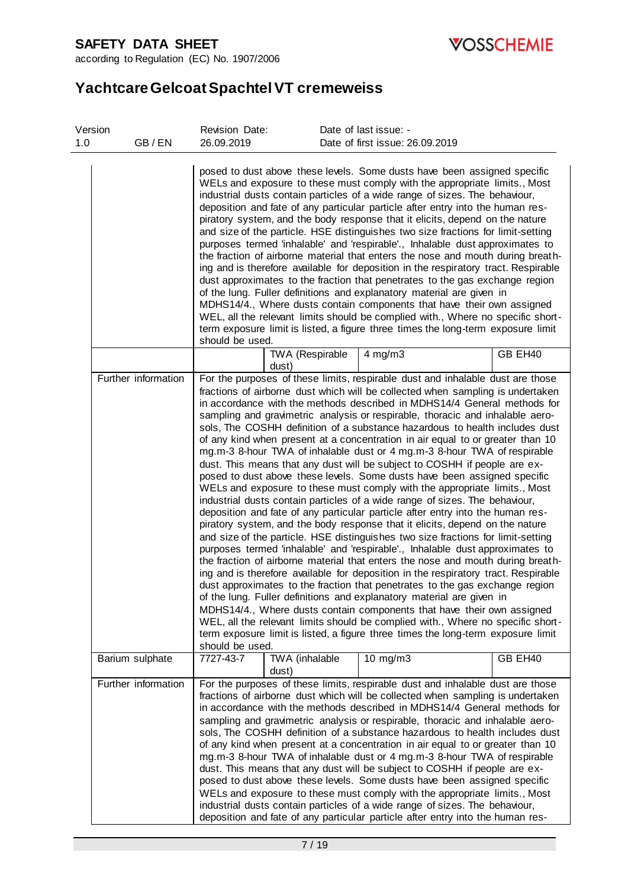| | | | | |
|---|---|---|---|---|
| | posed to dust above these levels. Some dusts have been assigned specific WELs and exposure to these must comply with the appropriate limits., Most industrial dusts contain particles of a wide range of sizes. The behaviour, deposition and fate of any particular particle after entry into the human respiratory system, and the body response that it elicits, depend on the nature and size of the particle. HSE distinguishes two size fractions for limit-setting purposes termed 'inhalable' and 'respirable'., Inhalable dust approximates to the fraction of airborne material that enters the nose and mouth during breathing and is therefore available for deposition in the respiratory tract. Respirable dust approximates to the fraction that penetrates to the gas exchange region of the lung. Fuller definitions and explanatory material are given in MDHS14/4., Where dusts contain components that have their own assigned WEL, all the relevant limits should be complied with., Where no specific short-term exposure limit is listed, a figure three times the long-term exposure limit should be used. | | | |
| | | TWA (Respirable dust) | 4 mg/m3 | GB EH40 |
| Further information | For the purposes of these limits, respirable dust and inhalable dust are those fractions of airborne dust which will be collected when sampling is undertaken in accordance with the methods described in MDHS14/4 General methods for sampling and gravimetric analysis or respirable, thoracic and inhalable aerosols, The COSHH definition of a substance hazardous to health includes dust of any kind when present at a concentration in air equal to or greater than 10 mg.m-3 8-hour TWA of inhalable dust or 4 mg.m-3 8-hour TWA of respirable dust. This means that any dust will be subject to COSHH if people are exposed to dust above these levels. Some dusts have been assigned specific WELs and exposure to these must comply with the appropriate limits., Most industrial dusts contain particles of a wide range of sizes. The behaviour, deposition and fate of any particular particle after entry into the human respiratory system, and the body response that it elicits, depend on the nature and size of the particle. HSE distinguishes two size fractions for limit-setting purposes termed 'inhalable' and 'respirable'., Inhalable dust approximates to the fraction of airborne material that enters the nose and mouth during breathing and is therefore available for deposition in the respiratory tract. Respirable dust approximates to the fraction that penetrates to the gas exchange region of the lung. Fuller definitions and explanatory material are given in MDHS14/4., Where dusts contain components that have their own assigned WEL, all the relevant limits should be complied with., Where no specific short-term exposure limit is listed, a figure three times the long-term exposure limit should be used. | | | |
| Barium sulphate | 7727-43-7 | TWA (inhalable dust) | 10 mg/m3 | GB EH40 |
| Further information | For the purposes of these limits, respirable dust and inhalable dust are those fractions of airborne dust which will be collected when sampling is undertaken in accordance with the methods described in MDHS14/4 General methods for sampling and gravimetric analysis or respirable, thoracic and inhalable aerosols, The COSHH definition of a substance hazardous to health includes dust of any kind when present at a concentration in air equal to or greater than 10 mg.m-3 8-hour TWA of inhalable dust or 4 mg.m-3 8-hour TWA of respirable dust. This means that any dust will be subject to COSHH if people are exposed to dust above these levels. Some dusts have been assigned specific WELs and exposure to these must comply with the appropriate limits., Most industrial dusts contain particles of a wide range of sizes. The behaviour, deposition and fate of any particular particle after entry into the human res- | | | |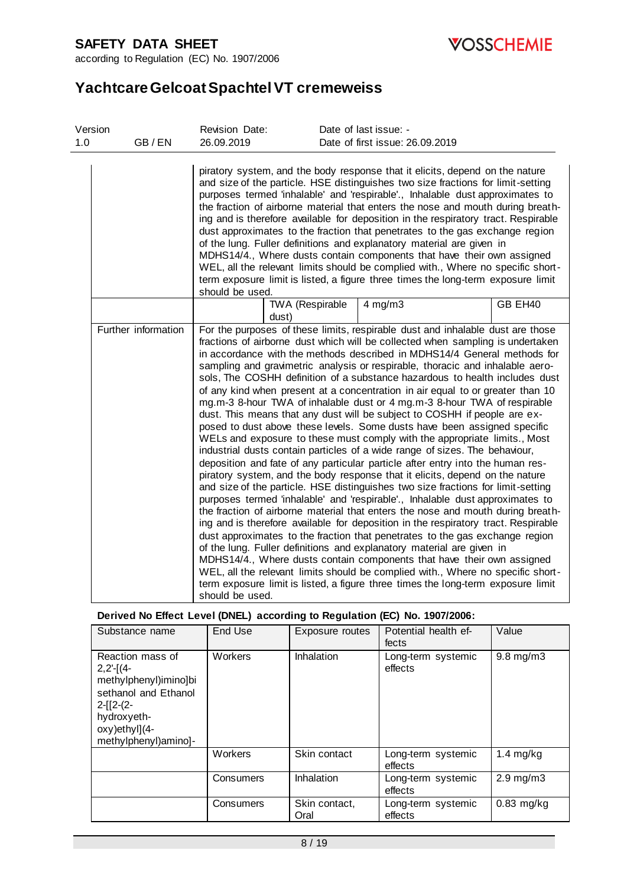| | | | | |
|---|---|---|---|---|
| | piratory system, and the body response that it elicits, depend on the nature and size of the particle. HSE distinguishes two size fractions for limit-setting purposes termed 'inhalable' and 'respirable'., Inhalable dust approximates to the fraction of airborne material that enters the nose and mouth during breathing and is therefore available for deposition in the respiratory tract. Respirable dust approximates to the fraction that penetrates to the gas exchange region of the lung. Fuller definitions and explanatory material are given in MDHS14/4., Where dusts contain components that have their own assigned WEL, all the relevant limits should be complied with., Where no specific short-term exposure limit is listed, a figure three times the long-term exposure limit should be used. | | | |
| | | TWA (Respirable dust) | 4 mg/m3 | GB EH40 |
| Further information | For the purposes of these limits, respirable dust and inhalable dust are those fractions of airborne dust which will be collected when sampling is undertaken in accordance with the methods described in MDHS14/4 General methods for sampling and gravimetric analysis or respirable, thoracic and inhalable aerosols, The COSHH definition of a substance hazardous to health includes dust of any kind when present at a concentration in air equal to or greater than 10 mg.m-3 8-hour TWA of inhalable dust or 4 mg.m-3 8-hour TWA of respirable dust. This means that any dust will be subject to COSHH if people are exposed to dust above these levels. Some dusts have been assigned specific WELs and exposure to these must comply with the appropriate limits., Most industrial dusts contain particles of a wide range of sizes. The behaviour, deposition and fate of any particular particle after entry into the human respiratory system, and the body response that it elicits, depend on the nature and size of the particle. HSE distinguishes two size fractions for limit-setting purposes termed 'inhalable' and 'respirable'., Inhalable dust approximates to the fraction of airborne material that enters the nose and mouth during breathing and is therefore available for deposition in the respiratory tract. Respirable dust approximates to the fraction that penetrates to the gas exchange region of the lung. Fuller definitions and explanatory material are given in MDHS14/4., Where dusts contain components that have their own assigned WEL, all the relevant limits should be complied with., Where no specific short-term exposure limit is listed, a figure three times the long-term exposure limit should be used. | | | |

**Derived No Effect Level (DNEL) according to Regulation (EC) No. 1907/2006:**

| Substance name | End Use | Exposure routes | Potential health effects | Value |
|---|---|---|---|---|
| Reaction mass of 2,2'-[(4-methylphenyl)imino]bisethanol and Ethanol 2-[[2-(2-hydroxyethoxy)ethyl](4-methylphenyl)amino]- | Workers | Inhalation | Long-term systemic effects | 9.8 mg/m3 |
| | Workers | Skin contact | Long-term systemic effects | 1.4 mg/kg |
| | Consumers | Inhalation | Long-term systemic effects | 2.9 mg/m3 |
| | Consumers | Skin contact, Oral | Long-term systemic effects | 0.83 mg/kg |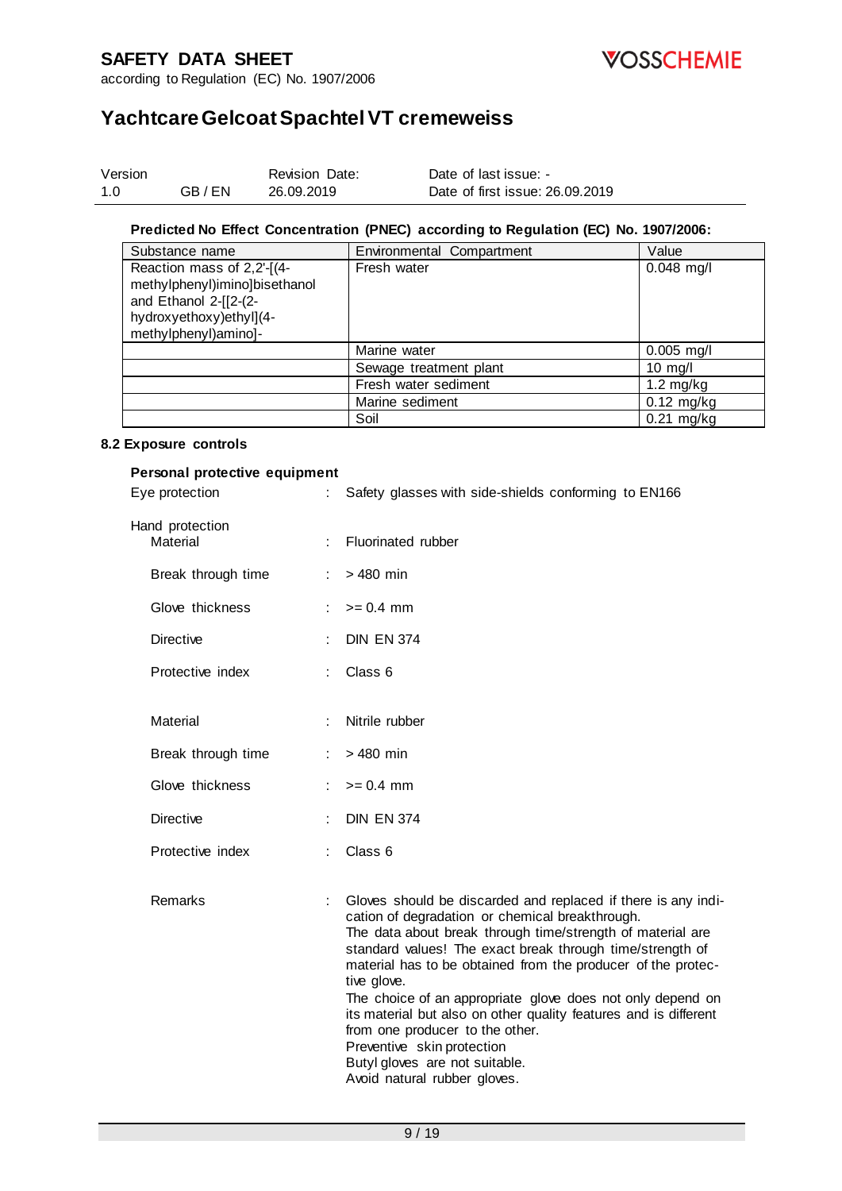**Predicted No Effect Concentration (PNEC) according to Regulation (EC) No. 1907/2006:**

| Substance name | Environmental Compartment | Value |
|---|---|---|
| Reaction mass of 2,2'-[(4-methylphenyl)imino]bisethanol and Ethanol 2-[[2-(2-hydroxyethoxy)ethyl](4-methylphenyl)amino]- | Fresh water | 0.048 mg/l |
| | Marine water | 0.005 mg/l |
| | Sewage treatment plant | 10 mg/l |
| | Fresh water sediment | 1.2 mg/kg |
| | Marine sediment | 0.12 mg/kg |
| | Soil | 0.21 mg/kg |

### 8.2 Exposure controls

**Personal protective equipment**

Eye protection : Safety glasses with side-shields conforming to EN166

Hand protection

- Material : Fluorinated rubber
- Break through time : > 480 min
- Glove thickness : >= 0.4 mm
- Directive : DIN EN 374
- Protective index : Class 6

- Material : Nitrile rubber
- Break through time : > 480 min
- Glove thickness : >= 0.4 mm
- Directive : DIN EN 374
- Protective index : Class 6

Remarks : Gloves should be discarded and replaced if there is any indication of degradation or chemical breakthrough.
The data about break through time/strength of material are standard values! The exact break through time/strength of material has to be obtained from the producer of the protective glove.
The choice of an appropriate glove does not only depend on its material but also on other quality features and is different from one producer to the other.
Preventive skin protection
Butyl gloves are not suitable.
Avoid natural rubber gloves.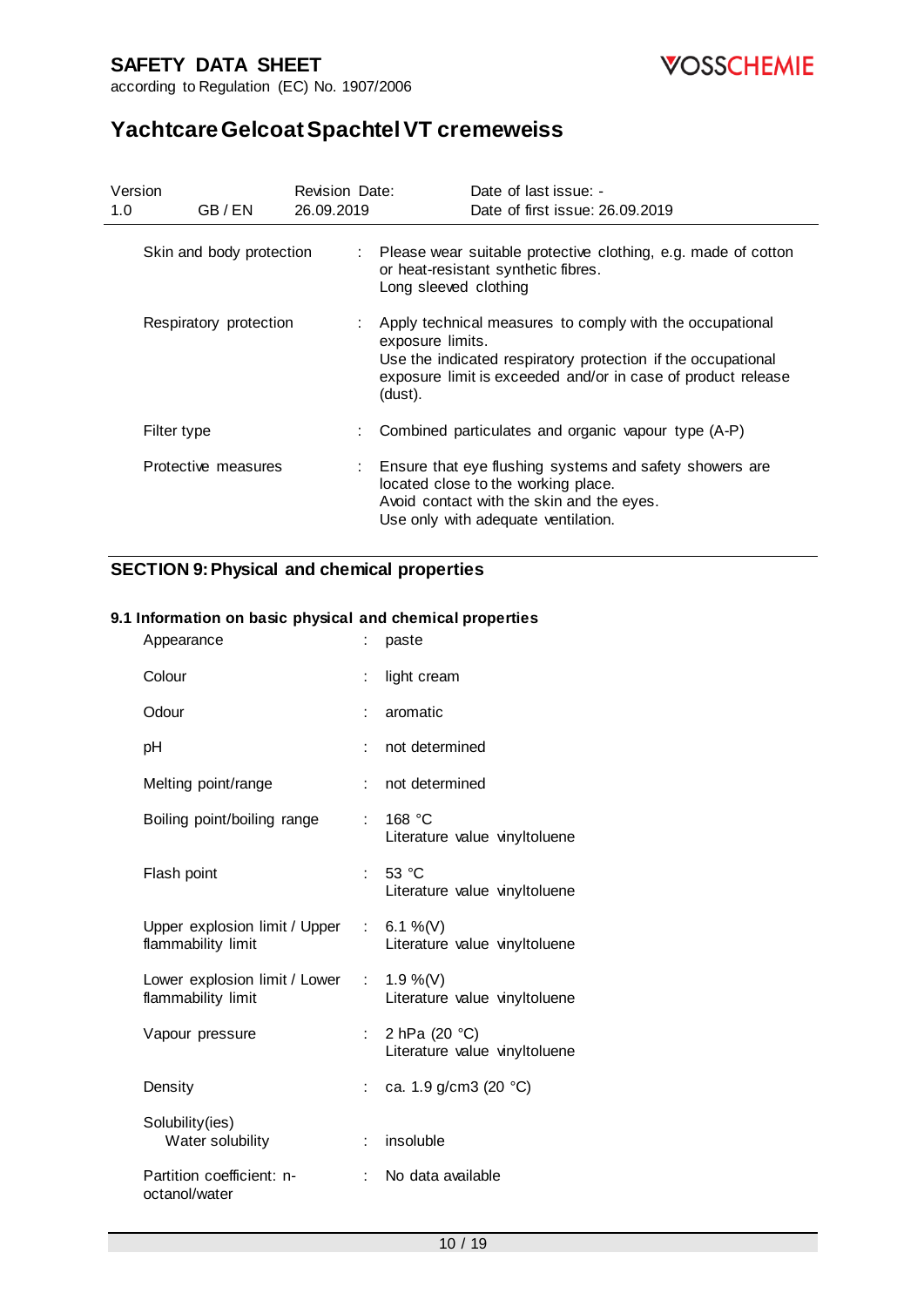| | | |
|---|---|---|
| Skin and body protection | : | Please wear suitable protective clothing, e.g. made of cotton or heat-resistant synthetic fibres.<br>Long sleeved clothing |
| Respiratory protection | : | Apply technical measures to comply with the occupational exposure limits.<br>Use the indicated respiratory protection if the occupational exposure limit is exceeded and/or in case of product release (dust). |
| Filter type | : | Combined particulates and organic vapour type (A-P) |
| Protective measures | : | Ensure that eye flushing systems and safety showers are located close to the working place.<br>Avoid contact with the skin and the eyes.<br>Use only with adequate ventilation. |

## SECTION 9: Physical and chemical properties

### 9.1 Information on basic physical and chemical properties

| | | |
|---|---|---|
| Appearance | : | paste |
| Colour | : | light cream |
| Odour | : | aromatic |
| pH | : | not determined |
| Melting point/range | : | not determined |
| Boiling point/boiling range | : | 168 °C<br>Literature value vinyltoluene |
| Flash point | : | 53 °C<br>Literature value vinyltoluene |
| Upper explosion limit / Upper flammability limit | : | 6.1 %(V)<br>Literature value vinyltoluene |
| Lower explosion limit / Lower flammability limit | : | 1.9 %(V)<br>Literature value vinyltoluene |
| Vapour pressure | : | 2 hPa (20 °C)<br>Literature value vinyltoluene |
| Density | : | ca. 1.9 g/cm3 (20 °C) |
| Solubility(ies)<br>Water solubility | : | insoluble |
| Partition coefficient: n-octanol/water | : | No data available |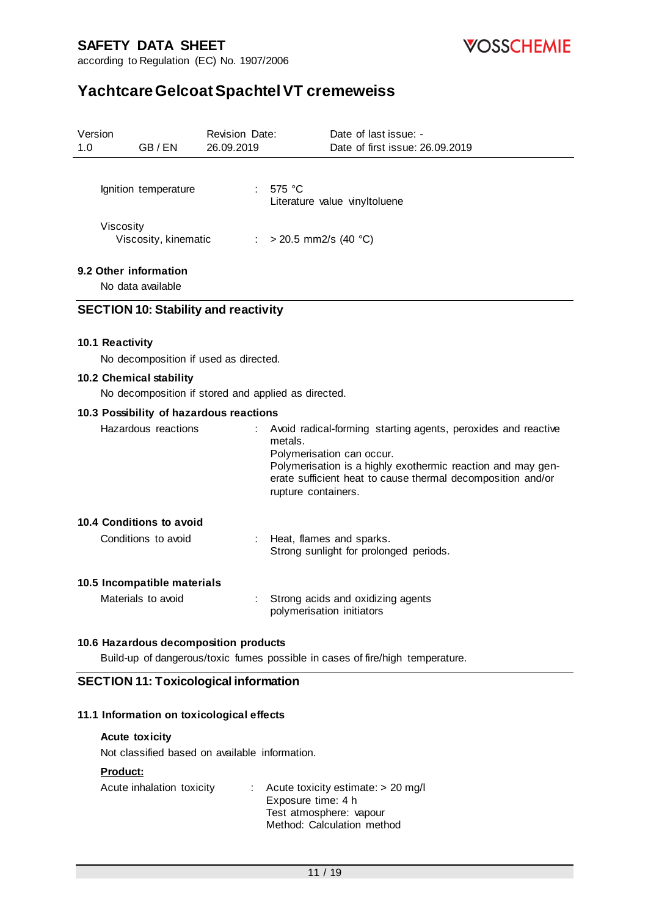Ignition temperature : 575 °C
Literature value vinyltoluene

Viscosity
Viscosity, kinematic : > 20.5 mm2/s (40 °C)

### 9.2 Other information

No data available

## SECTION 10: Stability and reactivity

### 10.1 Reactivity

No decomposition if used as directed.

### 10.2 Chemical stability

No decomposition if stored and applied as directed.

### 10.3 Possibility of hazardous reactions

Hazardous reactions : Avoid radical-forming starting agents, peroxides and reactive metals.
Polymerisation can occur.
Polymerisation is a highly exothermic reaction and may generate sufficient heat to cause thermal decomposition and/or rupture containers.

### 10.4 Conditions to avoid

Conditions to avoid : Heat, flames and sparks.
Strong sunlight for prolonged periods.

### 10.5 Incompatible materials

Materials to avoid : Strong acids and oxidizing agents
polymerisation initiators

### 10.6 Hazardous decomposition products

Build-up of dangerous/toxic fumes possible in cases of fire/high temperature.

## SECTION 11: Toxicological information

### 11.1 Information on toxicological effects

**Acute toxicity**

Not classified based on available information.

**Product:**

Acute inhalation toxicity : Acute toxicity estimate: > 20 mg/l
Exposure time: 4 h
Test atmosphere: vapour
Method: Calculation method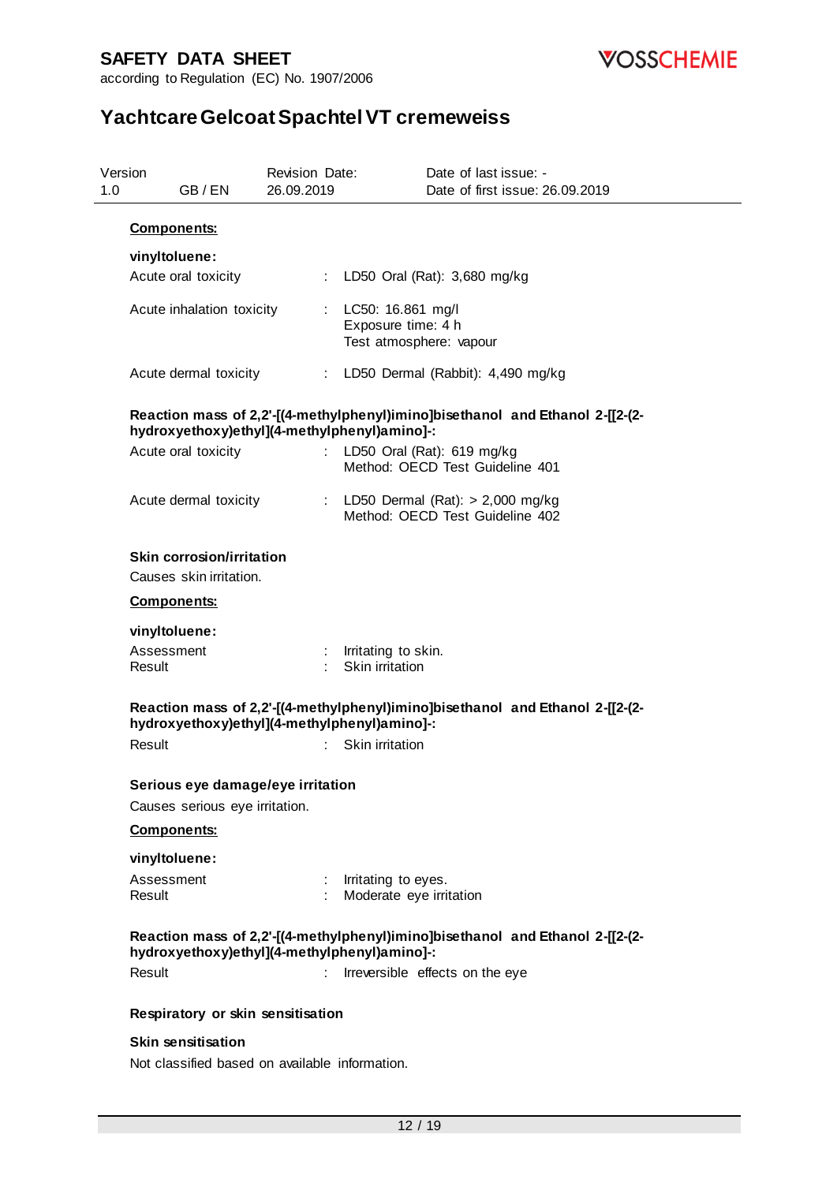**Components:**

**vinyltoluene:**

| | | |
|---|---|---|
| Acute oral toxicity | : | LD50 Oral (Rat): 3,680 mg/kg |
| Acute inhalation toxicity | : | LC50: 16.861 mg/l<br>Exposure time: 4 h<br>Test atmosphere: vapour |
| Acute dermal toxicity | : | LD50 Dermal (Rabbit): 4,490 mg/kg |

**Reaction mass of 2,2'-[(4-methylphenyl)imino]bisethanol and Ethanol 2-[[2-(2-hydroxyethoxy)ethyl](4-methylphenyl)amino]-:**

| | | |
|---|---|---|
| Acute oral toxicity | : | LD50 Oral (Rat): 619 mg/kg<br>Method: OECD Test Guideline 401 |
| Acute dermal toxicity | : | LD50 Dermal (Rat): > 2,000 mg/kg<br>Method: OECD Test Guideline 402 |

**Skin corrosion/irritation**

Causes skin irritation.

**Components:**

**vinyltoluene:**

| | | |
|---|---|---|
| Assessment | : | Irritating to skin. |
| Result | : | Skin irritation |

**Reaction mass of 2,2'-[(4-methylphenyl)imino]bisethanol and Ethanol 2-[[2-(2-hydroxyethoxy)ethyl](4-methylphenyl)amino]-:**

| | | |
|---|---|---|
| Result | : | Skin irritation |

**Serious eye damage/eye irritation**

Causes serious eye irritation.

**Components:**

**vinyltoluene:**

| | | |
|---|---|---|
| Assessment | : | Irritating to eyes. |
| Result | : | Moderate eye irritation |

**Reaction mass of 2,2'-[(4-methylphenyl)imino]bisethanol and Ethanol 2-[[2-(2-hydroxyethoxy)ethyl](4-methylphenyl)amino]-:**

| | | |
|---|---|---|
| Result | : | Irreversible effects on the eye |

**Respiratory or skin sensitisation**

**Skin sensitisation**

Not classified based on available information.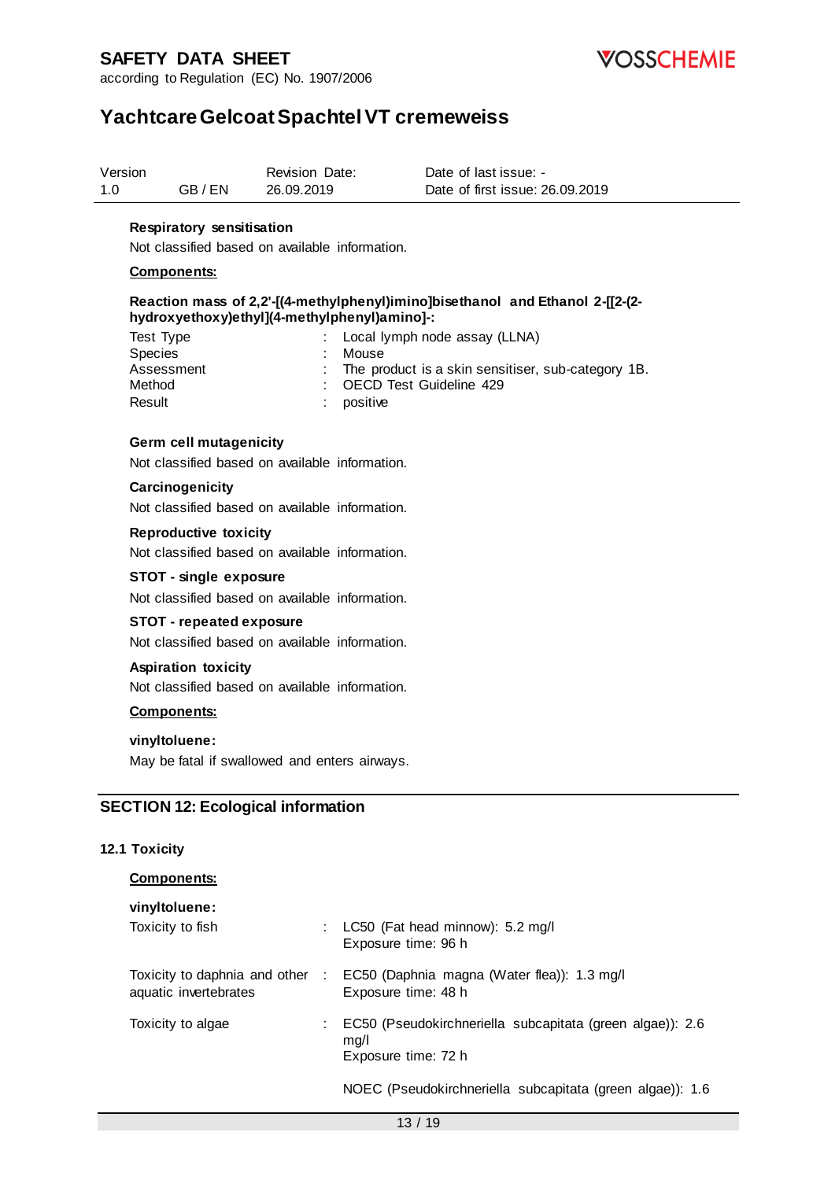**Respiratory sensitisation**

Not classified based on available information.

**Components:**

**Reaction mass of 2,2'-[(4-methylphenyl)imino]bisethanol and Ethanol 2-[[2-(2-hydroxyethoxy)ethyl](4-methylphenyl)amino]-:**

| | | |
|---|---|---|
| Test Type | : | Local lymph node assay (LLNA) |
| Species | : | Mouse |
| Assessment | : | The product is a skin sensitiser, sub-category 1B. |
| Method | : | OECD Test Guideline 429 |
| Result | : | positive |

**Germ cell mutagenicity**

Not classified based on available information.

**Carcinogenicity**

Not classified based on available information.

**Reproductive toxicity**

Not classified based on available information.

**STOT - single exposure**

Not classified based on available information.

**STOT - repeated exposure**

Not classified based on available information.

**Aspiration toxicity**

Not classified based on available information.

**Components:**

**vinyltoluene:**

May be fatal if swallowed and enters airways.

## SECTION 12: Ecological information

### 12.1 Toxicity

**Components:**

**vinyltoluene:**

| | | |
|---|---|---|
| Toxicity to fish | : | LC50 (Fat head minnow): 5.2 mg/l<br>Exposure time: 96 h |
| Toxicity to daphnia and other aquatic invertebrates | : | EC50 (Daphnia magna (Water flea)): 1.3 mg/l<br>Exposure time: 48 h |
| Toxicity to algae | : | EC50 (Pseudokirchneriella subcapitata (green algae)): 2.6 mg/l<br>Exposure time: 72 h |
| | | NOEC (Pseudokirchneriella subcapitata (green algae)): 1.6 |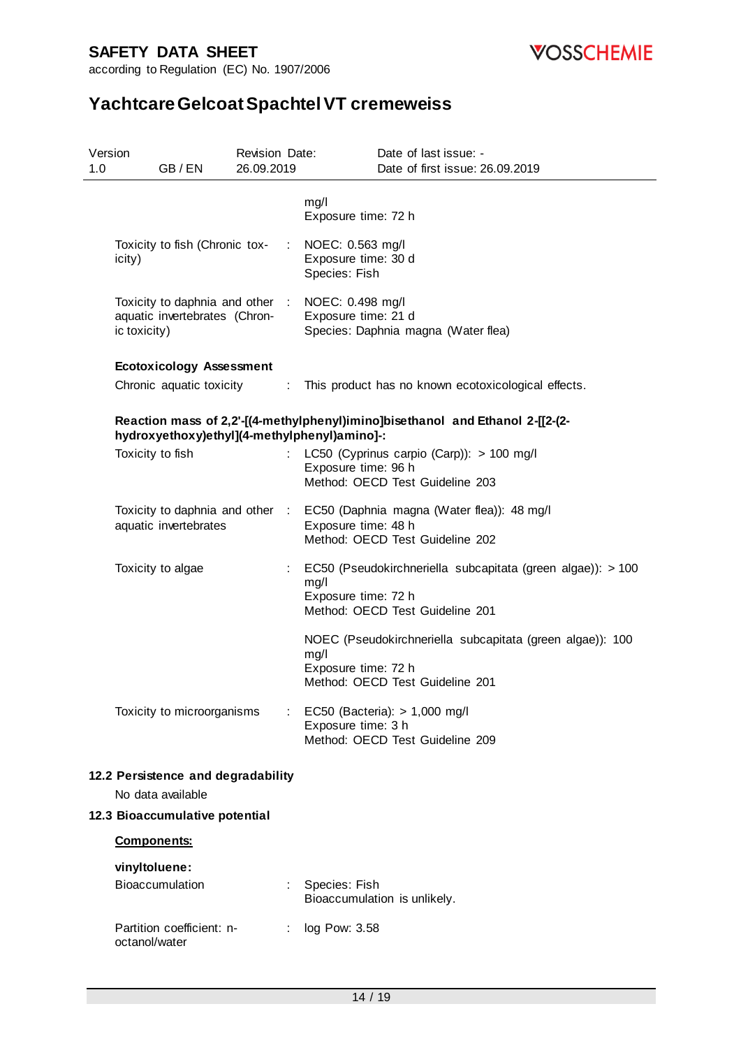| | | |
|---|---|---|
| | | mg/l<br>Exposure time: 72 h |
| Toxicity to fish (Chronic toxicity) | : | NOEC: 0.563 mg/l<br>Exposure time: 30 d<br>Species: Fish |
| Toxicity to daphnia and other aquatic invertebrates (Chronic toxicity) | : | NOEC: 0.498 mg/l<br>Exposure time: 21 d<br>Species: Daphnia magna (Water flea) |

**Ecotoxicology Assessment**

| | | |
|---|---|---|
| Chronic aquatic toxicity | : | This product has no known ecotoxicological effects. |

**Reaction mass of 2,2'-[(4-methylphenyl)imino]bisethanol and Ethanol 2-[[2-(2-hydroxyethoxy)ethyl](4-methylphenyl)amino]-:**

| | | |
|---|---|---|
| Toxicity to fish | : | LC50 (Cyprinus carpio (Carp)): > 100 mg/l<br>Exposure time: 96 h<br>Method: OECD Test Guideline 203 |
| Toxicity to daphnia and other aquatic invertebrates | : | EC50 (Daphnia magna (Water flea)): 48 mg/l<br>Exposure time: 48 h<br>Method: OECD Test Guideline 202 |
| Toxicity to algae | : | EC50 (Pseudokirchneriella subcapitata (green algae)): > 100 mg/l<br>Exposure time: 72 h<br>Method: OECD Test Guideline 201<br><br>NOEC (Pseudokirchneriella subcapitata (green algae)): 100 mg/l<br>Exposure time: 72 h<br>Method: OECD Test Guideline 201 |
| Toxicity to microorganisms | : | EC50 (Bacteria): > 1,000 mg/l<br>Exposure time: 3 h<br>Method: OECD Test Guideline 209 |

### 12.2 Persistence and degradability

No data available

### 12.3 Bioaccumulative potential

**Components:**

**vinyltoluene:**

| | | |
|---|---|---|
| Bioaccumulation | : | Species: Fish<br>Bioaccumulation is unlikely. |
| Partition coefficient: n-octanol/water | : | log Pow: 3.58 |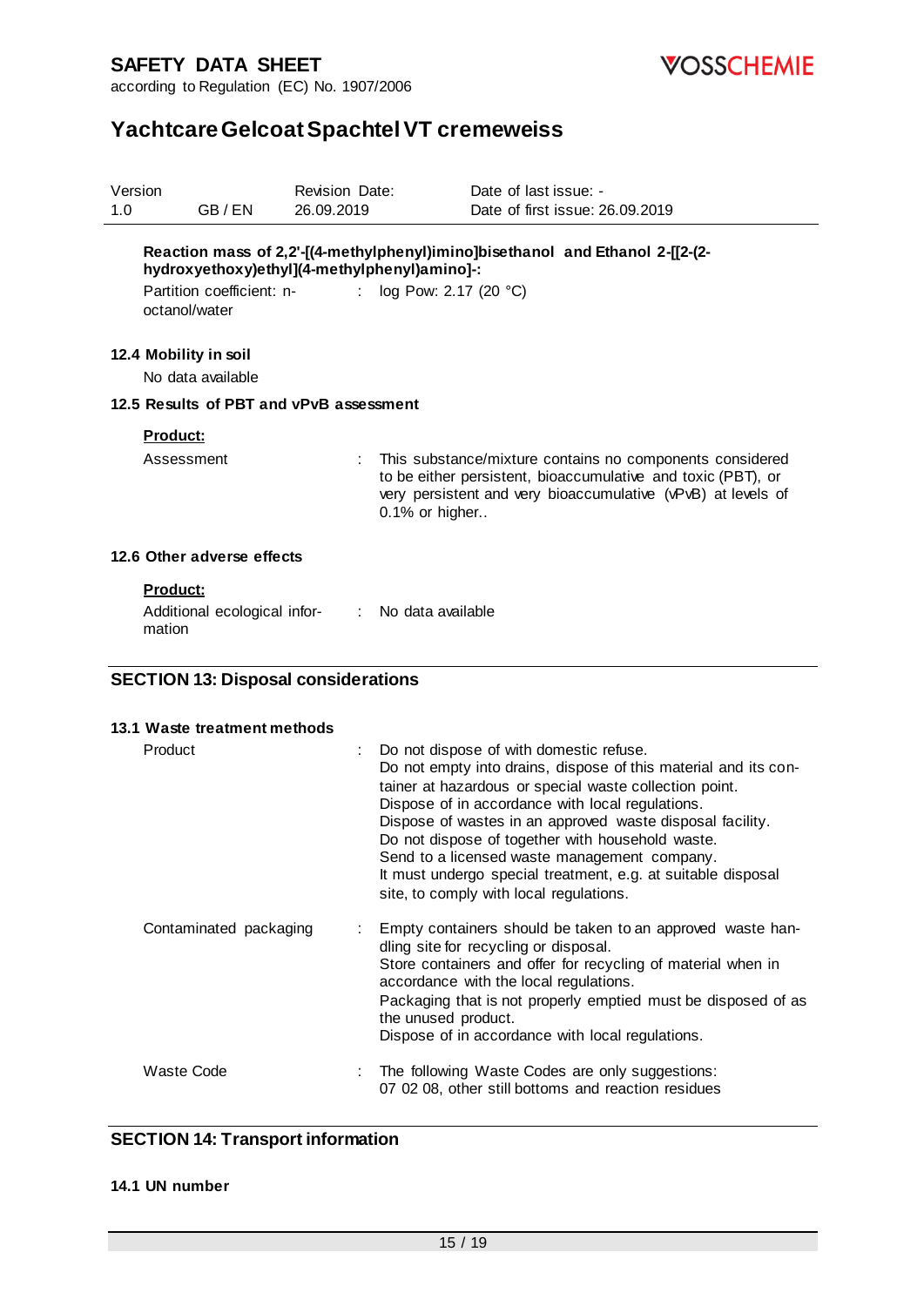**Reaction mass of 2,2'-[(4-methylphenyl)imino]bisethanol and Ethanol 2-[[2-(2-hydroxyethoxy)ethyl](4-methylphenyl)amino]-:**

| | | |
|---|---|---|
| Partition coefficient: n-octanol/water | : | log Pow: 2.17 (20 °C) |

### 12.4 Mobility in soil

No data available

### 12.5 Results of PBT and vPvB assessment

**Product:**

| | | |
|---|---|---|
| Assessment | : | This substance/mixture contains no components considered to be either persistent, bioaccumulative and toxic (PBT), or very persistent and very bioaccumulative (vPvB) at levels of 0.1% or higher.. |

### 12.6 Other adverse effects

**Product:**

| | | |
|---|---|---|
| Additional ecological information | : | No data available |

## SECTION 13: Disposal considerations

### 13.1 Waste treatment methods

| | | |
|---|---|---|
| Product | : | Do not dispose of with domestic refuse.<br>Do not empty into drains, dispose of this material and its container at hazardous or special waste collection point.<br>Dispose of in accordance with local regulations.<br>Dispose of wastes in an approved waste disposal facility.<br>Do not dispose of together with household waste.<br>Send to a licensed waste management company.<br>It must undergo special treatment, e.g. at suitable disposal site, to comply with local regulations. |
| Contaminated packaging | : | Empty containers should be taken to an approved waste handling site for recycling or disposal.<br>Store containers and offer for recycling of material when in accordance with the local regulations.<br>Packaging that is not properly emptied must be disposed of as the unused product.<br>Dispose of in accordance with local regulations. |
| Waste Code | : | The following Waste Codes are only suggestions:<br>07 02 08, other still bottoms and reaction residues |

## SECTION 14: Transport information

### 14.1 UN number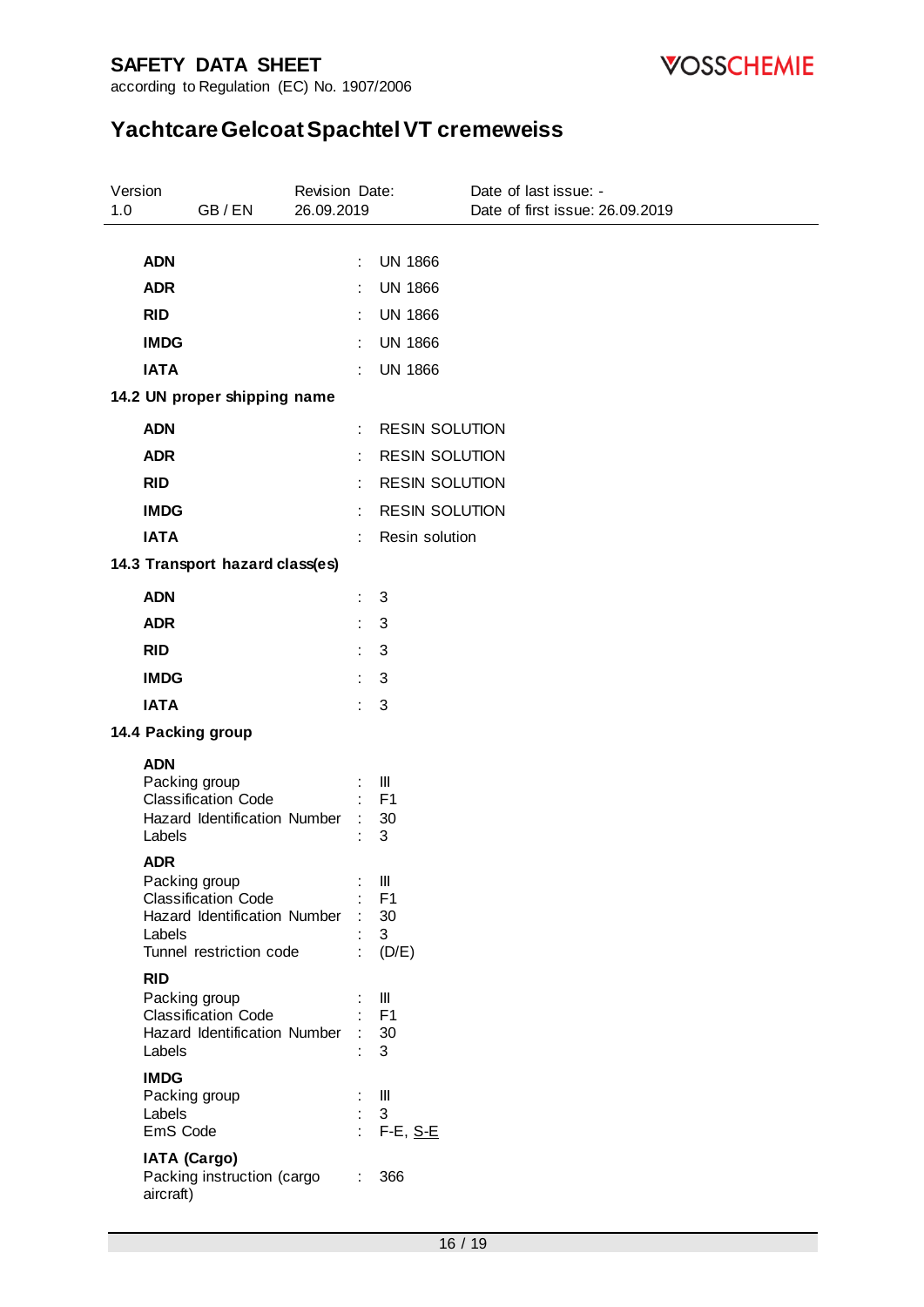| | | |
|---|---|---|
| **ADN** | : | UN 1866 |
| **ADR** | : | UN 1866 |
| **RID** | : | UN 1866 |
| **IMDG** | : | UN 1866 |
| **IATA** | : | UN 1866 |

**14.2 UN proper shipping name**

| | | |
|---|---|---|
| **ADN** | : | RESIN SOLUTION |
| **ADR** | : | RESIN SOLUTION |
| **RID** | : | RESIN SOLUTION |
| **IMDG** | : | RESIN SOLUTION |
| **IATA** | : | Resin solution |

**14.3 Transport hazard class(es)**

| | | |
|---|---|---|
| **ADN** | : | 3 |
| **ADR** | : | 3 |
| **RID** | : | 3 |
| **IMDG** | : | 3 |
| **IATA** | : | 3 |

**14.4 Packing group**

**ADN**

| | | |
|---|---|---|
| Packing group | : | III |
| Classification Code | : | F1 |
| Hazard Identification Number | : | 30 |
| Labels | : | 3 |

**ADR**

| | | |
|---|---|---|
| Packing group | : | III |
| Classification Code | : | F1 |
| Hazard Identification Number | : | 30 |
| Labels | : | 3 |
| Tunnel restriction code | : | (D/E) |

**RID**

| | | |
|---|---|---|
| Packing group | : | III |
| Classification Code | : | F1 |
| Hazard Identification Number | : | 30 |
| Labels | : | 3 |

**IMDG**

| | | |
|---|---|---|
| Packing group | : | III |
| Labels | : | 3 |
| EmS Code | : | F-E, S-E |

**IATA (Cargo)**

| | | |
|---|---|---|
| Packing instruction (cargo aircraft) | : | 366 |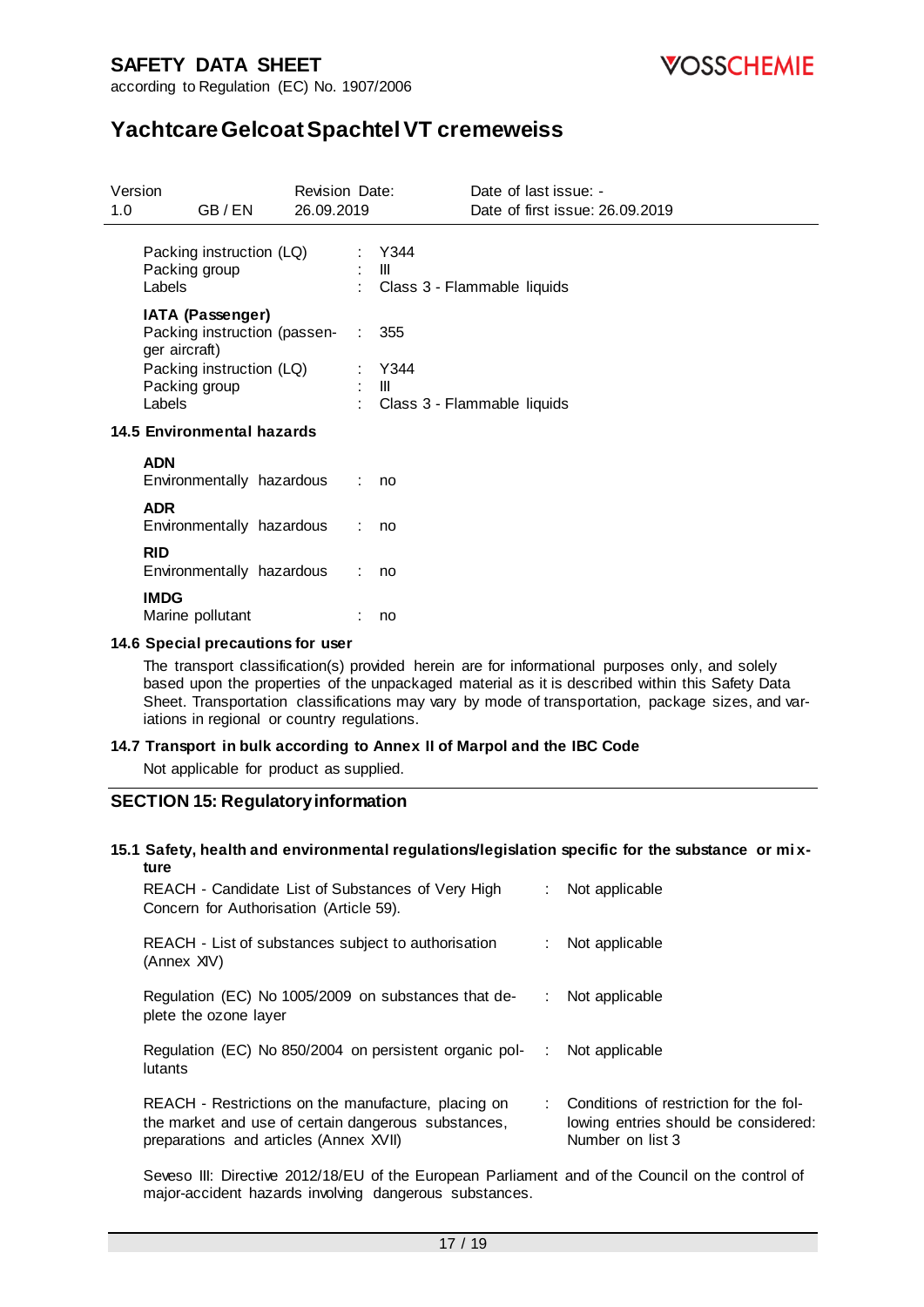Packing instruction (LQ) : Y344
Packing group : III
Labels : Class 3 - Flammable liquids

**IATA (Passenger)**
Packing instruction (passenger aircraft) : 355
Packing instruction (LQ) : Y344
Packing group : III
Labels : Class 3 - Flammable liquids

### 14.5 Environmental hazards

**ADN**
Environmentally hazardous : no

**ADR**
Environmentally hazardous : no

**RID**
Environmentally hazardous : no

**IMDG**
Marine pollutant : no

### 14.6 Special precautions for user

The transport classification(s) provided herein are for informational purposes only, and solely based upon the properties of the unpackaged material as it is described within this Safety Data Sheet. Transportation classifications may vary by mode of transportation, package sizes, and variations in regional or country regulations.

### 14.7 Transport in bulk according to Annex II of Marpol and the IBC Code

Not applicable for product as supplied.

## SECTION 15: Regulatory information

### 15.1 Safety, health and environmental regulations/legislation specific for the substance or mixture

REACH - Candidate List of Substances of Very High Concern for Authorisation (Article 59). : Not applicable

REACH - List of substances subject to authorisation (Annex XIV) : Not applicable

Regulation (EC) No 1005/2009 on substances that deplete the ozone layer : Not applicable

Regulation (EC) No 850/2004 on persistent organic pollutants : Not applicable

REACH - Restrictions on the manufacture, placing on the market and use of certain dangerous substances, preparations and articles (Annex XVII) : Conditions of restriction for the following entries should be considered: Number on list 3

Seveso III: Directive 2012/18/EU of the European Parliament and of the Council on the control of major-accident hazards involving dangerous substances.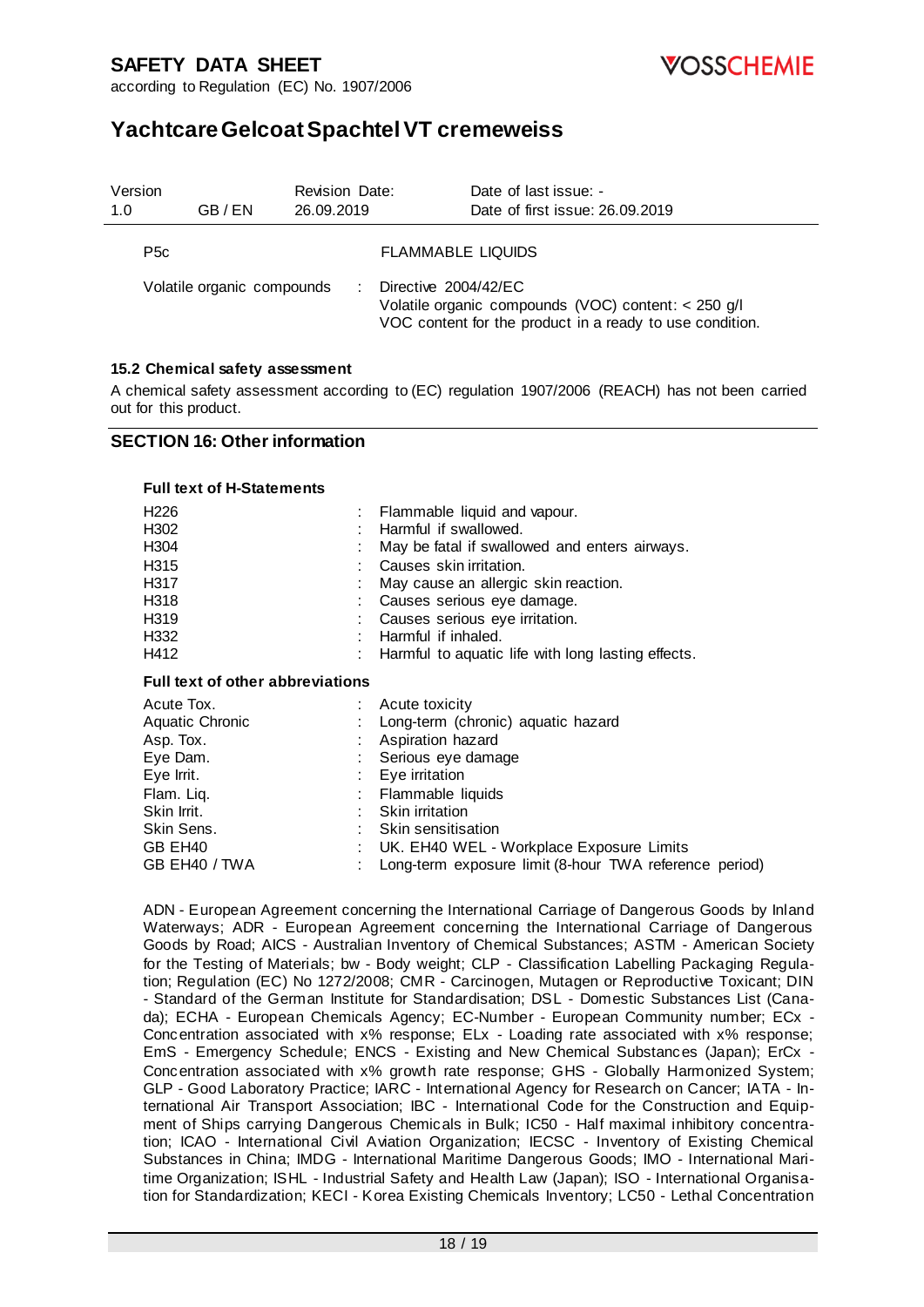| | | |
|---|---|---|
| P5c | | FLAMMABLE LIQUIDS |
| Volatile organic compounds | : | Directive 2004/42/EC<br>Volatile organic compounds (VOC) content: < 250 g/l<br>VOC content for the product in a ready to use condition. |

### 15.2 Chemical safety assessment

A chemical safety assessment according to (EC) regulation 1907/2006 (REACH) has not been carried out for this product.

## SECTION 16: Other information

**Full text of H-Statements**

| | | |
|---|---|---|
| H226 | : | Flammable liquid and vapour. |
| H302 | : | Harmful if swallowed. |
| H304 | : | May be fatal if swallowed and enters airways. |
| H315 | : | Causes skin irritation. |
| H317 | : | May cause an allergic skin reaction. |
| H318 | : | Causes serious eye damage. |
| H319 | : | Causes serious eye irritation. |
| H332 | : | Harmful if inhaled. |
| H412 | : | Harmful to aquatic life with long lasting effects. |

**Full text of other abbreviations**

| | | |
|---|---|---|
| Acute Tox. | : | Acute toxicity |
| Aquatic Chronic | : | Long-term (chronic) aquatic hazard |
| Asp. Tox. | : | Aspiration hazard |
| Eye Dam. | : | Serious eye damage |
| Eye Irrit. | : | Eye irritation |
| Flam. Liq. | : | Flammable liquids |
| Skin Irrit. | : | Skin irritation |
| Skin Sens. | : | Skin sensitisation |
| GB EH40 | : | UK. EH40 WEL - Workplace Exposure Limits |
| GB EH40 / TWA | : | Long-term exposure limit (8-hour TWA reference period) |

ADN - European Agreement concerning the International Carriage of Dangerous Goods by Inland Waterways; ADR - European Agreement concerning the International Carriage of Dangerous Goods by Road; AICS - Australian Inventory of Chemical Substances; ASTM - American Society for the Testing of Materials; bw - Body weight; CLP - Classification Labelling Packaging Regulation; Regulation (EC) No 1272/2008; CMR - Carcinogen, Mutagen or Reproductive Toxicant; DIN - Standard of the German Institute for Standardisation; DSL - Domestic Substances List (Canada); ECHA - European Chemicals Agency; EC-Number - European Community number; ECx - Concentration associated with x% response; ELx - Loading rate associated with x% response; EmS - Emergency Schedule; ENCS - Existing and New Chemical Substances (Japan); ErCx - Concentration associated with x% growth rate response; GHS - Globally Harmonized System; GLP - Good Laboratory Practice; IARC - International Agency for Research on Cancer; IATA - International Air Transport Association; IBC - International Code for the Construction and Equipment of Ships carrying Dangerous Chemicals in Bulk; IC50 - Half maximal inhibitory concentration; ICAO - International Civil Aviation Organization; IECSC - Inventory of Existing Chemical Substances in China; IMDG - International Maritime Dangerous Goods; IMO - International Maritime Organization; ISHL - Industrial Safety and Health Law (Japan); ISO - International Organisation for Standardization; KECI - Korea Existing Chemicals Inventory; LC50 - Lethal Concentration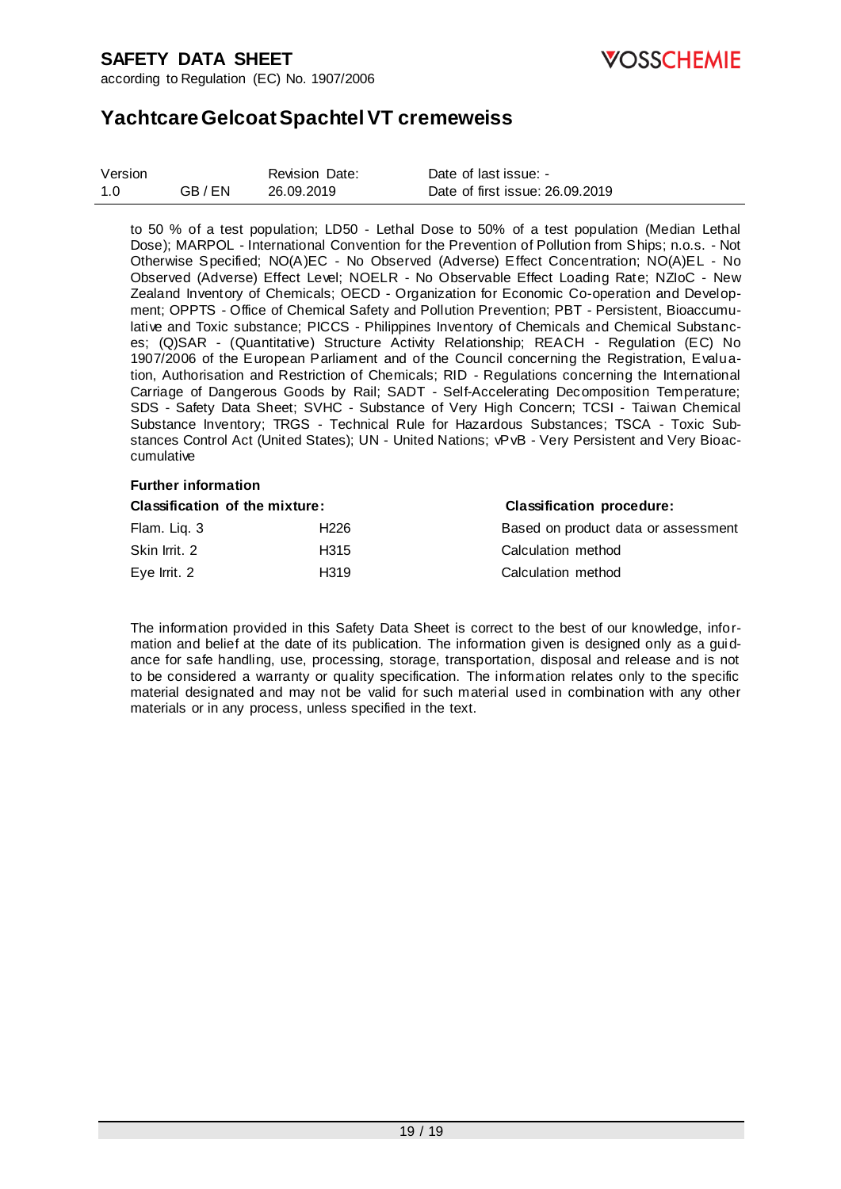to 50 % of a test population; LD50 - Lethal Dose to 50% of a test population (Median Lethal Dose); MARPOL - International Convention for the Prevention of Pollution from Ships; n.o.s. - Not Otherwise Specified; NO(A)EC - No Observed (Adverse) Effect Concentration; NO(A)EL - No Observed (Adverse) Effect Level; NOELR - No Observable Effect Loading Rate; NZIoC - New Zealand Inventory of Chemicals; OECD - Organization for Economic Co-operation and Development; OPPTS - Office of Chemical Safety and Pollution Prevention; PBT - Persistent, Bioaccumulative and Toxic substance; PICCS - Philippines Inventory of Chemicals and Chemical Substances; (Q)SAR - (Quantitative) Structure Activity Relationship; REACH - Regulation (EC) No 1907/2006 of the European Parliament and of the Council concerning the Registration, Evaluation, Authorisation and Restriction of Chemicals; RID - Regulations concerning the International Carriage of Dangerous Goods by Rail; SADT - Self-Accelerating Decomposition Temperature; SDS - Safety Data Sheet; SVHC - Substance of Very High Concern; TCSI - Taiwan Chemical Substance Inventory; TRGS - Technical Rule for Hazardous Substances; TSCA - Toxic Substances Control Act (United States); UN - United Nations; vPvB - Very Persistent and Very Bioaccumulative

**Further information**

| **Classification of the mixture:** | | **Classification procedure:** |
|---|---|---|
| Flam. Liq. 3 | H226 | Based on product data or assessment |
| Skin Irrit. 2 | H315 | Calculation method |
| Eye Irrit. 2 | H319 | Calculation method |

The information provided in this Safety Data Sheet is correct to the best of our knowledge, information and belief at the date of its publication. The information given is designed only as a guidance for safe handling, use, processing, storage, transportation, disposal and release and is not to be considered a warranty or quality specification. The information relates only to the specific material designated and may not be valid for such material used in combination with any other materials or in any process, unless specified in the text.